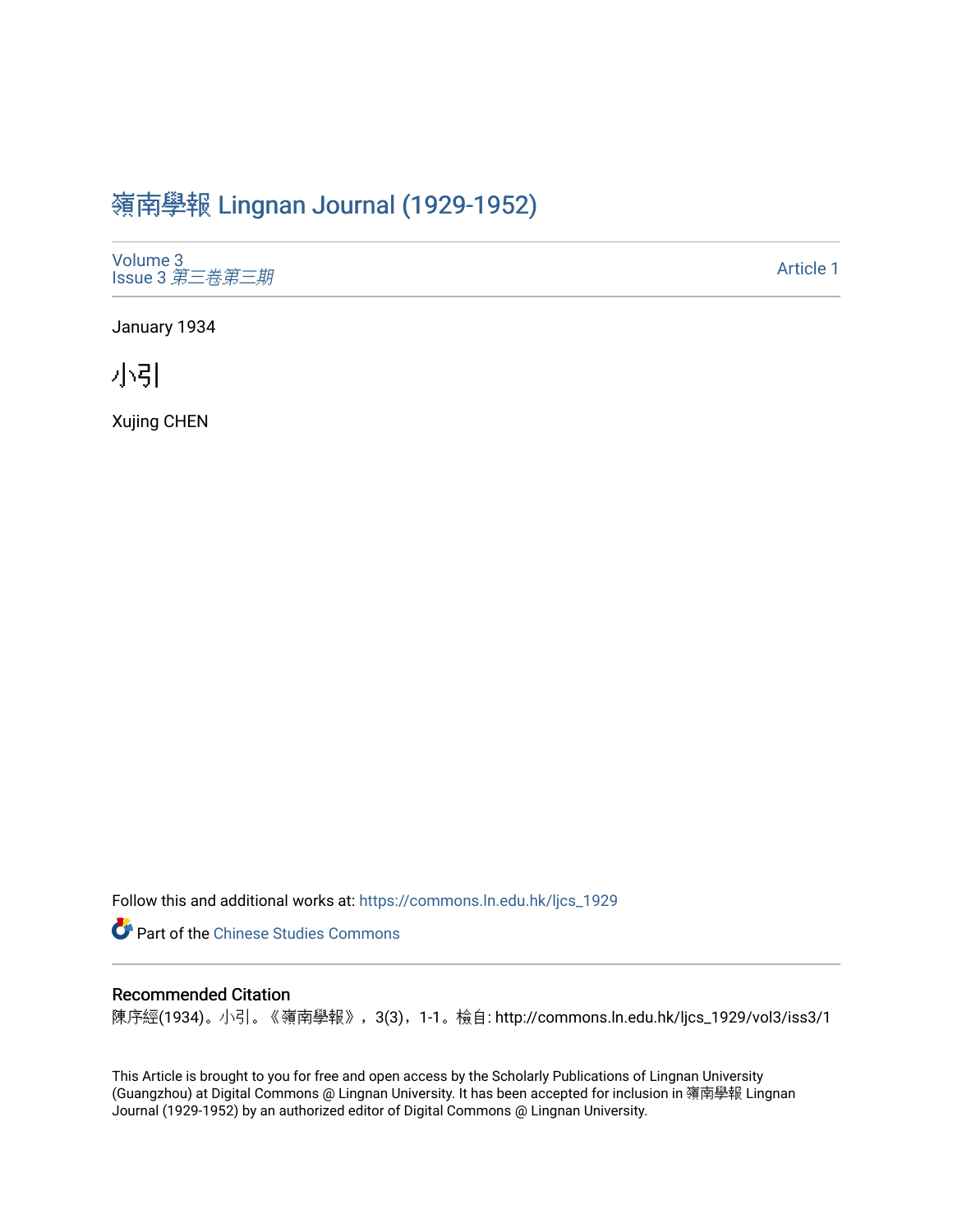# 嶺南學報 Lingnan Journal (1929-1952)

Volume 3
Issue 3 *第三卷第三期*

Article 1

January 1934

## 小引

Xujing CHEN

Follow this and additional works at: https://commons.ln.edu.hk/ljcs_1929

Part of the Chinese Studies Commons

### Recommended Citation

陳序經(1934)。小引。《嶺南學報》，3(3)，1-1。檢自: http://commons.ln.edu.hk/ljcs_1929/vol3/iss3/1

This Article is brought to you for free and open access by the Scholarly Publications of Lingnan University (Guangzhou) at Digital Commons @ Lingnan University. It has been accepted for inclusion in 嶺南學報 Lingnan Journal (1929-1952) by an authorized editor of Digital Commons @ Lingnan University.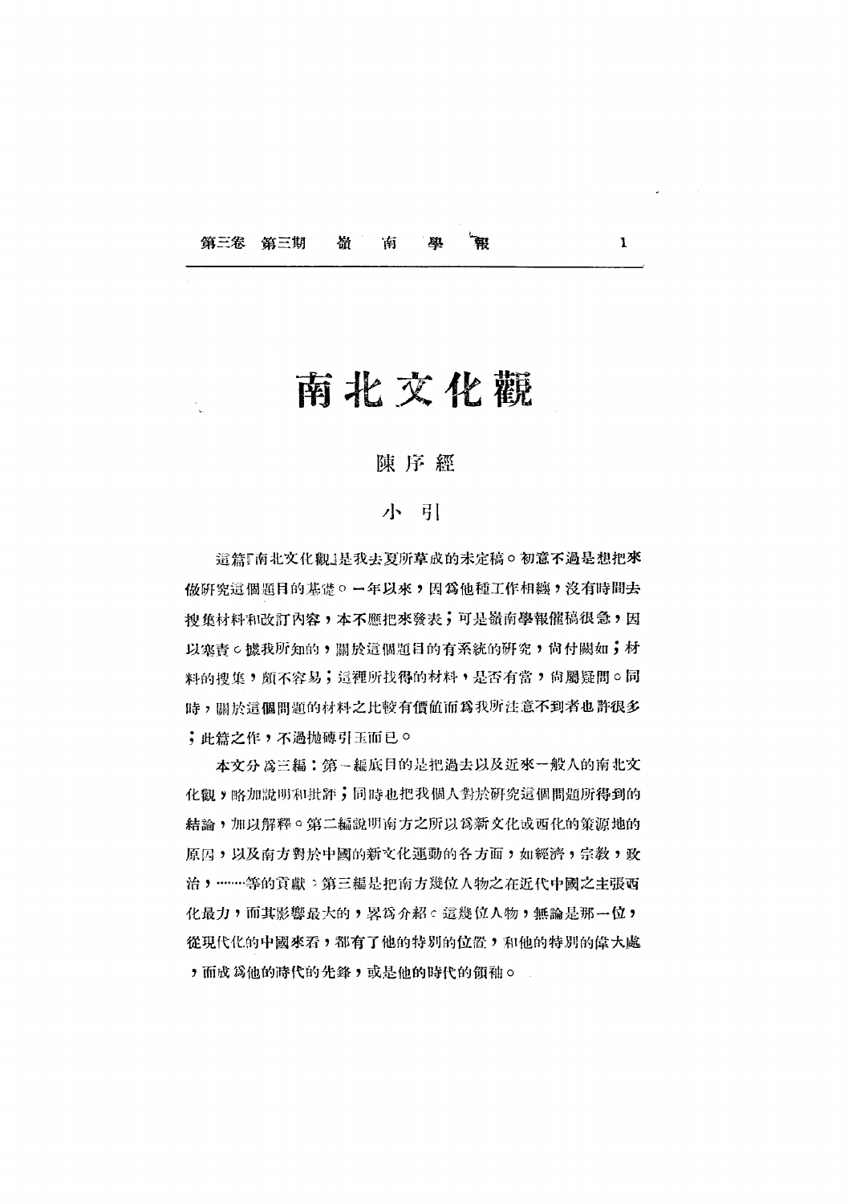# 南北文化觀

陳序經

## 小引

這篇「南北文化觀」是我去夏所草成的未定稿。初意不過是想把來做研究這個題目的基礎。一年以來，因為他種工作相纏，沒有時間去搜集材料和改訂內容，本不應把來發表；可是嶺南學報催稿很急，因以塞責。據我所知的，關於這個題目的有系統的研究，尚付闕如；材料的搜集，頗不容易；這裡所找得的材料，是否有當，尚屬疑問。同時，關於這個問題的材料之比較有價值而為我所注意不到者也許很多；此篇之作，不過拋磚引玉而已。

本文分為三編：第一編底目的是把過去以及近來一般人的南北文化觀，略加說明和批評；同時也把我個人對於研究這個問題所得到的結論，加以解釋。第二編說明南方之所以為新文化或西化的策源地的原因，以及南方對於中國的新文化運動的各方面，如經濟，宗教，政治，……等的貢獻。第三編是把南方幾位人物之在近代中國之主張西化最力，而其影響最大的，畧為介紹。這幾位人物，無論是那一位，從現代化的中國來看，都有了他的特別的位置，和他的特別的偉大處，而成為他的時代的先鋒，或是他的時代的領袖。